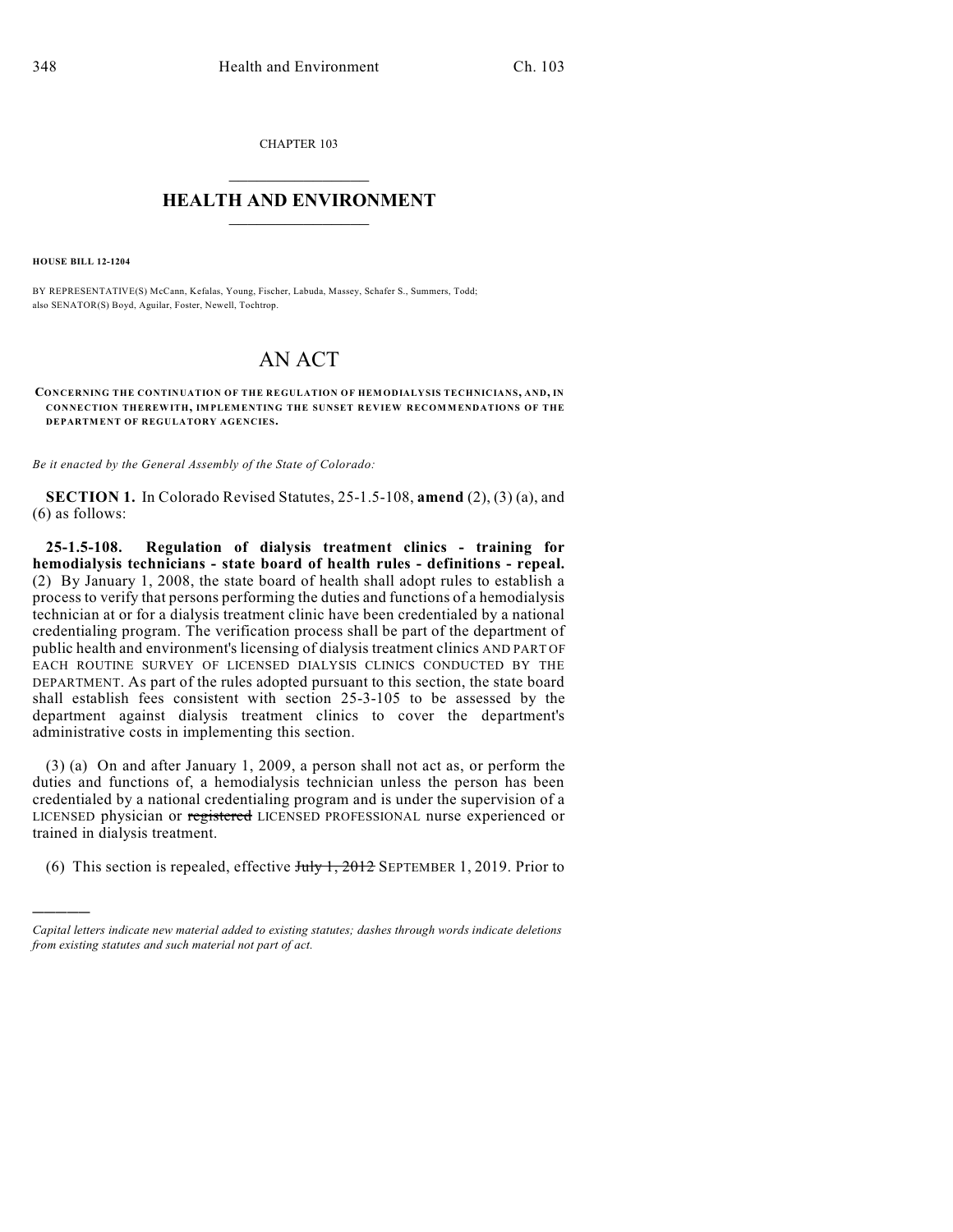CHAPTER 103

# HEALTH AND ENVIRONMENT

**HOUSE BILL 12-1204**

BY REPRESENTATIVE(S) McCann, Kefalas, Young, Fischer, Labuda, Massey, Schafer S., Summers, Todd; also SENATOR(S) Boyd, Aguilar, Foster, Newell, Tochtrop.

# AN ACT

**CONCERNING THE CONTINUATION OF THE REGULATION OF HEMODIALYSIS TECHNICIANS, AND, IN CONNECTION THEREWITH, IMPLEMENTING THE SUNSET REVIEW RECOMMENDATIONS OF THE DEPARTMENT OF REGULATORY AGENCIES.**

*Be it enacted by the General Assembly of the State of Colorado:*

**SECTION 1.** In Colorado Revised Statutes, 25-1.5-108, **amend** (2), (3) (a), and (6) as follows:

**25-1.5-108. Regulation of dialysis treatment clinics - training for hemodialysis technicians - state board of health rules - definitions - repeal.** (2) By January 1, 2008, the state board of health shall adopt rules to establish a process to verify that persons performing the duties and functions of a hemodialysis technician at or for a dialysis treatment clinic have been credentialed by a national credentialing program. The verification process shall be part of the department of public health and environment's licensing of dialysis treatment clinics AND PART OF EACH ROUTINE SURVEY OF LICENSED DIALYSIS CLINICS CONDUCTED BY THE DEPARTMENT. As part of the rules adopted pursuant to this section, the state board shall establish fees consistent with section 25-3-105 to be assessed by the department against dialysis treatment clinics to cover the department's administrative costs in implementing this section.

(3) (a) On and after January 1, 2009, a person shall not act as, or perform the duties and functions of, a hemodialysis technician unless the person has been credentialed by a national credentialing program and is under the supervision of a LICENSED physician or ~~registered~~ LICENSED PROFESSIONAL nurse experienced or trained in dialysis treatment.

(6) This section is repealed, effective ~~July 1, 2012~~ SEPTEMBER 1, 2019. Prior to

*Capital letters indicate new material added to existing statutes; dashes through words indicate deletions from existing statutes and such material not part of act.*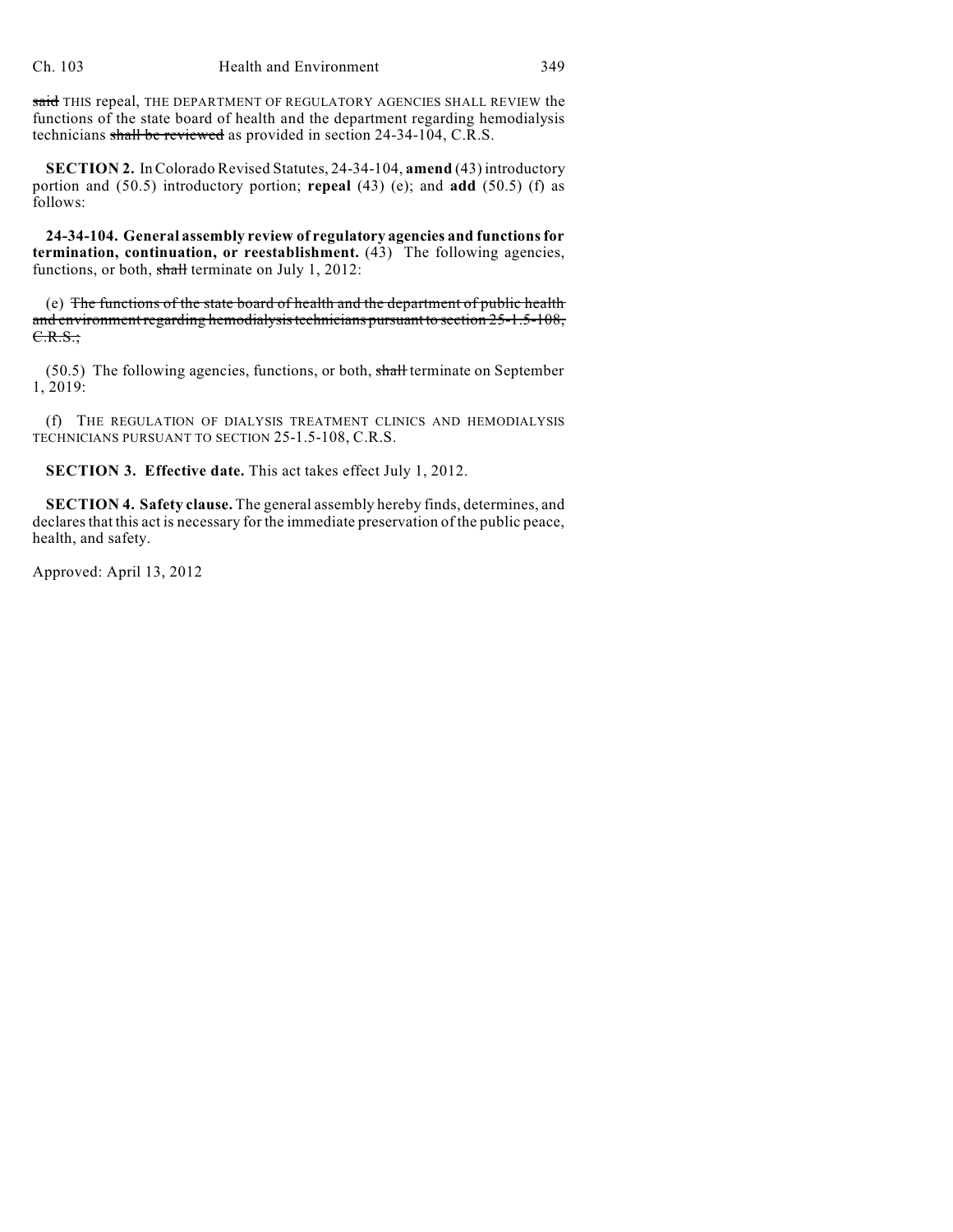~~said~~ THIS repeal, THE DEPARTMENT OF REGULATORY AGENCIES SHALL REVIEW the functions of the state board of health and the department regarding hemodialysis technicians ~~shall be reviewed~~ as provided in section 24-34-104, C.R.S.

**SECTION 2.** In Colorado Revised Statutes, 24-34-104, **amend** (43) introductory portion and (50.5) introductory portion; **repeal** (43) (e); and **add** (50.5) (f) as follows:

**24-34-104. General assembly review of regulatory agencies and functions for termination, continuation, or reestablishment.** (43) The following agencies, functions, or both, ~~shall~~ terminate on July 1, 2012:

(e) ~~The functions of the state board of health and the department of public health and environment regarding hemodialysis technicians pursuant to section 25-1.5-108, C.R.S.;~~

(50.5) The following agencies, functions, or both, ~~shall~~ terminate on September 1, 2019:

(f) THE REGULATION OF DIALYSIS TREATMENT CLINICS AND HEMODIALYSIS TECHNICIANS PURSUANT TO SECTION 25-1.5-108, C.R.S.

**SECTION 3. Effective date.** This act takes effect July 1, 2012.

**SECTION 4. Safety clause.** The general assembly hereby finds, determines, and declares that this act is necessary for the immediate preservation of the public peace, health, and safety.

Approved: April 13, 2012